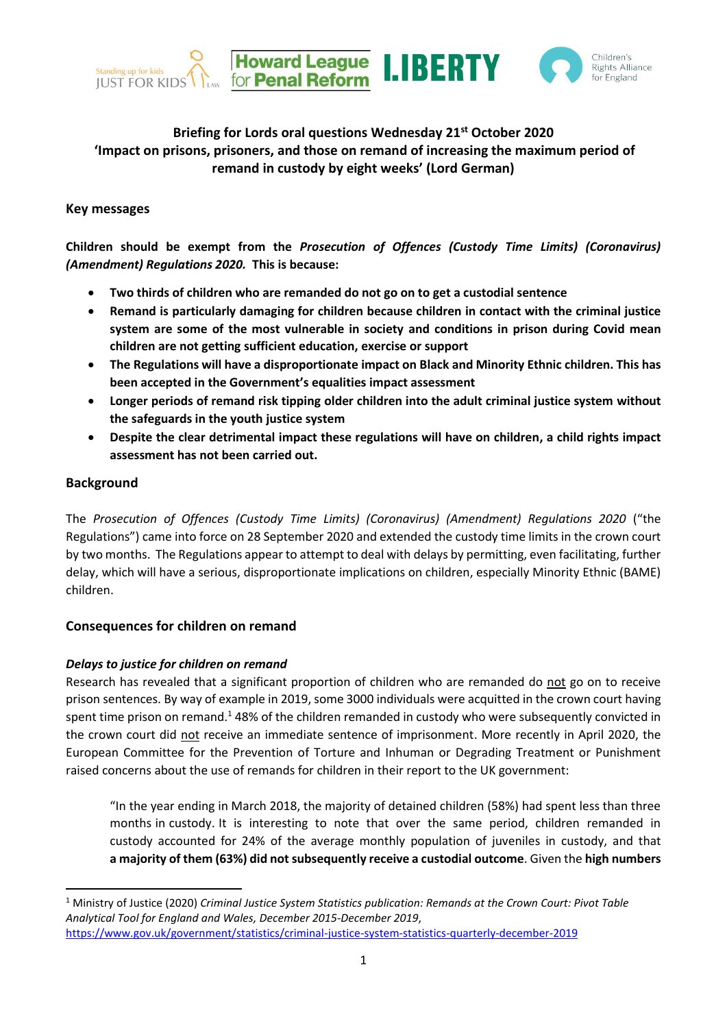**Briefing for Lords oral questions Wednesday 21st October 2020**
**'Impact on prisons, prisoners, and those on remand of increasing the maximum period of remand in custody by eight weeks' (Lord German)**

## Key messages

**Children should be exempt from the *Prosecution of Offences (Custody Time Limits) (Coronavirus) (Amendment) Regulations 2020.* This is because:**

- **Two thirds of children who are remanded do not go on to get a custodial sentence**
- **Remand is particularly damaging for children because children in contact with the criminal justice system are some of the most vulnerable in society and conditions in prison during Covid mean children are not getting sufficient education, exercise or support**
- **The Regulations will have a disproportionate impact on Black and Minority Ethnic children. This has been accepted in the Government's equalities impact assessment**
- **Longer periods of remand risk tipping older children into the adult criminal justice system without the safeguards in the youth justice system**
- **Despite the clear detrimental impact these regulations will have on children, a child rights impact assessment has not been carried out.**

## Background

The *Prosecution of Offences (Custody Time Limits) (Coronavirus) (Amendment) Regulations 2020* ("the Regulations") came into force on 28 September 2020 and extended the custody time limits in the crown court by two months. The Regulations appear to attempt to deal with delays by permitting, even facilitating, further delay, which will have a serious, disproportionate implications on children, especially Minority Ethnic (BAME) children.

## Consequences for children on remand

### *Delays to justice for children on remand*

Research has revealed that a significant proportion of children who are remanded do not go on to receive prison sentences. By way of example in 2019, some 3000 individuals were acquitted in the crown court having spent time prison on remand.[1] 48% of the children remanded in custody who were subsequently convicted in the crown court did not receive an immediate sentence of imprisonment. More recently in April 2020, the European Committee for the Prevention of Torture and Inhuman or Degrading Treatment or Punishment raised concerns about the use of remands for children in their report to the UK government:

> "In the year ending in March 2018, the majority of detained children (58%) had spent less than three months in custody. It is interesting to note that over the same period, children remanded in custody accounted for 24% of the average monthly population of juveniles in custody, and that **a majority of them (63%) did not subsequently receive a custodial outcome**. Given the **high numbers**

---

[1] Ministry of Justice (2020) *Criminal Justice System Statistics publication: Remands at the Crown Court: Pivot Table Analytical Tool for England and Wales, December 2015-December 2019*, https://www.gov.uk/government/statistics/criminal-justice-system-statistics-quarterly-december-2019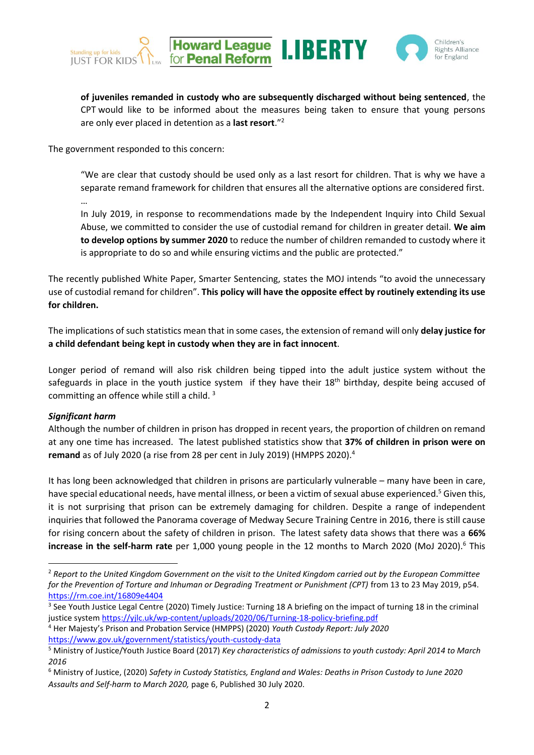**of juveniles remanded in custody who are subsequently discharged without being sentenced**, the CPT would like to be informed about the measures being taken to ensure that young persons are only ever placed in detention as a **last resort**."[2]

The government responded to this concern:

> "We are clear that custody should be used only as a last resort for children. That is why we have a separate remand framework for children that ensures all the alternative options are considered first.
> …
> In July 2019, in response to recommendations made by the Independent Inquiry into Child Sexual Abuse, we committed to consider the use of custodial remand for children in greater detail. **We aim to develop options by summer 2020** to reduce the number of children remanded to custody where it is appropriate to do so and while ensuring victims and the public are protected."

The recently published White Paper, Smarter Sentencing, states the MOJ intends "to avoid the unnecessary use of custodial remand for children". **This policy will have the opposite effect by routinely extending its use for children.**

The implications of such statistics mean that in some cases, the extension of remand will only **delay justice for a child defendant being kept in custody when they are in fact innocent**.

Longer period of remand will also risk children being tipped into the adult justice system without the safeguards in place in the youth justice system if they have their 18th birthday, despite being accused of committing an offence while still a child. [3]

***Significant harm***

Although the number of children in prison has dropped in recent years, the proportion of children on remand at any one time has increased. The latest published statistics show that **37% of children in prison were on remand** as of July 2020 (a rise from 28 per cent in July 2019) (HMPPS 2020).[4]

It has long been acknowledged that children in prisons are particularly vulnerable – many have been in care, have special educational needs, have mental illness, or been a victim of sexual abuse experienced.[5] Given this, it is not surprising that prison can be extremely damaging for children. Despite a range of independent inquiries that followed the Panorama coverage of Medway Secure Training Centre in 2016, there is still cause for rising concern about the safety of children in prison. The latest safety data shows that there was a **66% increase in the self-harm rate** per 1,000 young people in the 12 months to March 2020 (MoJ 2020).[6] This

---

[2] *Report to the United Kingdom Government on the visit to the United Kingdom carried out by the European Committee for the Prevention of Torture and Inhuman or Degrading Treatment or Punishment (CPT)* from 13 to 23 May 2019, p54. https://rm.coe.int/16809e4404

[3] See Youth Justice Legal Centre (2020) Timely Justice: Turning 18 A briefing on the impact of turning 18 in the criminal justice system https://yjlc.uk/wp-content/uploads/2020/06/Turning-18-policy-briefing.pdf

[4] Her Majesty's Prison and Probation Service (HMPPS) (2020) *Youth Custody Report: July 2020* https://www.gov.uk/government/statistics/youth-custody-data

[5] Ministry of Justice/Youth Justice Board (2017) *Key characteristics of admissions to youth custody: April 2014 to March 2016*

[6] Ministry of Justice, (2020) *Safety in Custody Statistics, England and Wales: Deaths in Prison Custody to June 2020 Assaults and Self-harm to March 2020,* page 6, Published 30 July 2020.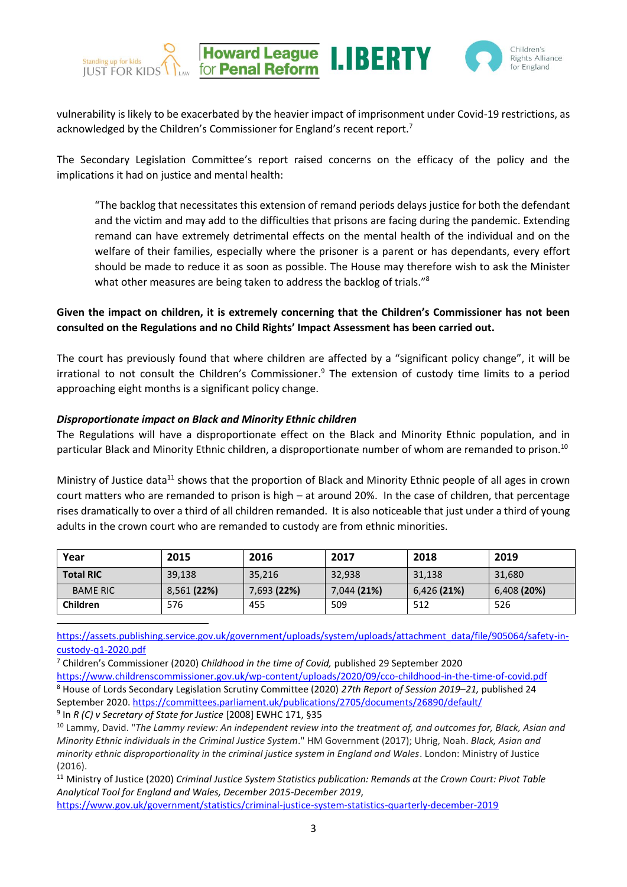vulnerability is likely to be exacerbated by the heavier impact of imprisonment under Covid-19 restrictions, as acknowledged by the Children's Commissioner for England's recent report.[7]

The Secondary Legislation Committee's report raised concerns on the efficacy of the policy and the implications it had on justice and mental health:

> "The backlog that necessitates this extension of remand periods delays justice for both the defendant and the victim and may add to the difficulties that prisons are facing during the pandemic. Extending remand can have extremely detrimental effects on the mental health of the individual and on the welfare of their families, especially where the prisoner is a parent or has dependants, every effort should be made to reduce it as soon as possible. The House may therefore wish to ask the Minister what other measures are being taken to address the backlog of trials."[8]

**Given the impact on children, it is extremely concerning that the Children's Commissioner has not been consulted on the Regulations and no Child Rights' Impact Assessment has been carried out.**

The court has previously found that where children are affected by a "significant policy change", it will be irrational to not consult the Children's Commissioner.[9] The extension of custody time limits to a period approaching eight months is a significant policy change.

***Disproportionate impact on Black and Minority Ethnic children***

The Regulations will have a disproportionate effect on the Black and Minority Ethnic population, and in particular Black and Minority Ethnic children, a disproportionate number of whom are remanded to prison.[10]

Ministry of Justice data[11] shows that the proportion of Black and Minority Ethnic people of all ages in crown court matters who are remanded to prison is high – at around 20%. In the case of children, that percentage rises dramatically to over a third of all children remanded. It is also noticeable that just under a third of young adults in the crown court who are remanded to custody are from ethnic minorities.

| **Year** | **2015** | **2016** | **2017** | **2018** | **2019** |
|---|---|---|---|---|---|
| **Total RIC** | 39,138 | 35,216 | 32,938 | 31,138 | 31,680 |
| BAME RIC | 8,561 **(22%)** | 7,693 **(22%)** | 7,044 **(21%)** | 6,426 **(21%)** | 6,408 **(20%)** |
| **Children** | 576 | 455 | 509 | 512 | 526 |

---

https://assets.publishing.service.gov.uk/government/uploads/system/uploads/attachment_data/file/905064/safety-in-custody-q1-2020.pdf

[7] Children's Commissioner (2020) *Childhood in the time of Covid,* published 29 September 2020 https://www.childrenscommissioner.gov.uk/wp-content/uploads/2020/09/cco-childhood-in-the-time-of-covid.pdf

[8] House of Lords Secondary Legislation Scrutiny Committee (2020) *27th Report of Session 2019–21,* published 24 September 2020. https://committees.parliament.uk/publications/2705/documents/26890/default/

[9] In *R (C) v Secretary of State for Justice* [2008] EWHC 171, §35

[10] Lammy, David. "*The Lammy review: An independent review into the treatment of, and outcomes for, Black, Asian and Minority Ethnic individuals in the Criminal Justice System*." HM Government (2017); Uhrig, Noah. *Black, Asian and minority ethnic disproportionality in the criminal justice system in England and Wales*. London: Ministry of Justice (2016).

[11] Ministry of Justice (2020) *Criminal Justice System Statistics publication: Remands at the Crown Court: Pivot Table Analytical Tool for England and Wales, December 2015-December 2019*, https://www.gov.uk/government/statistics/criminal-justice-system-statistics-quarterly-december-2019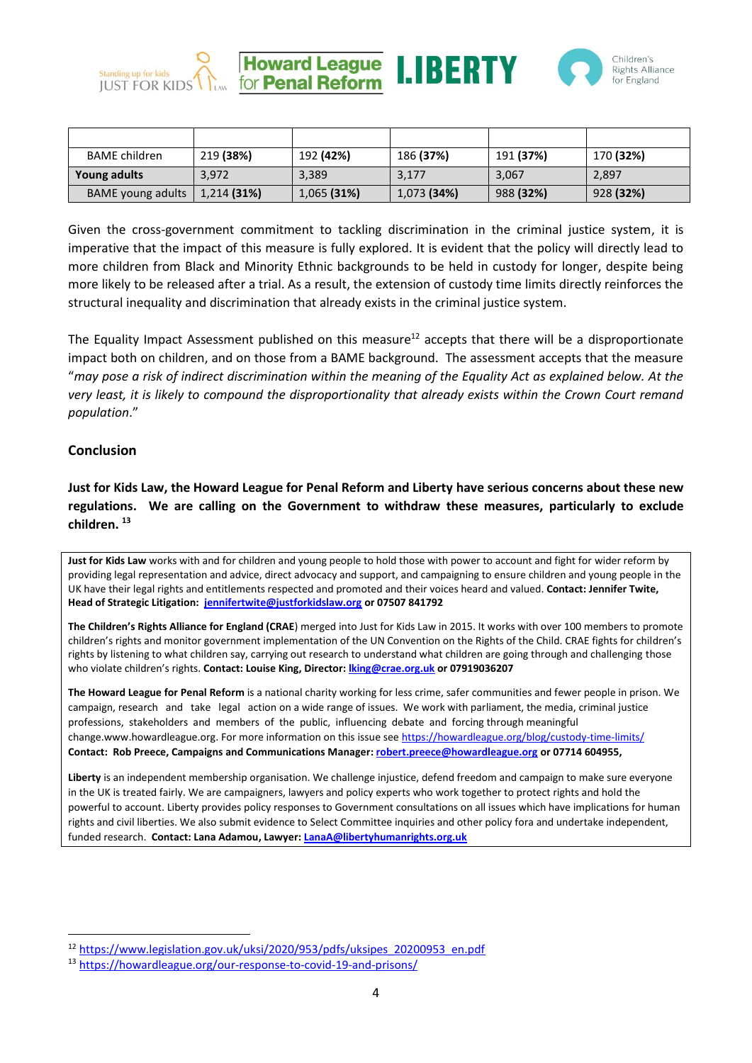| | | | | | |
|---|---|---|---|---|---|
| BAME children | 219 **(38%)** | 192 **(42%)** | 186 **(37%)** | 191 **(37%)** | 170 **(32%)** |
| **Young adults** | 3,972 | 3,389 | 3,177 | 3,067 | 2,897 |
| BAME young adults | 1,214 **(31%)** | 1,065 **(31%)** | 1,073 **(34%)** | 988 **(32%)** | 928 **(32%)** |

Given the cross-government commitment to tackling discrimination in the criminal justice system, it is imperative that the impact of this measure is fully explored. It is evident that the policy will directly lead to more children from Black and Minority Ethnic backgrounds to be held in custody for longer, despite being more likely to be released after a trial. As a result, the extension of custody time limits directly reinforces the structural inequality and discrimination that already exists in the criminal justice system.

The Equality Impact Assessment published on this measure[12] accepts that there will be a disproportionate impact both on children, and on those from a BAME background. The assessment accepts that the measure "*may pose a risk of indirect discrimination within the meaning of the Equality Act as explained below. At the very least, it is likely to compound the disproportionality that already exists within the Crown Court remand population*."

## Conclusion

**Just for Kids Law, the Howard League for Penal Reform and Liberty have serious concerns about these new regulations. We are calling on the Government to withdraw these measures, particularly to exclude children.** [13]

**Just for Kids Law** works with and for children and young people to hold those with power to account and fight for wider reform by providing legal representation and advice, direct advocacy and support, and campaigning to ensure children and young people in the UK have their legal rights and entitlements respected and promoted and their voices heard and valued. **Contact: Jennifer Twite, Head of Strategic Litigation: jennifertwite@justforkidslaw.org or 07507 841792**

**The Children's Rights Alliance for England (CRAE**) merged into Just for Kids Law in 2015. It works with over 100 members to promote children's rights and monitor government implementation of the UN Convention on the Rights of the Child. CRAE fights for children's rights by listening to what children say, carrying out research to understand what children are going through and challenging those who violate children's rights. **Contact: Louise King, Director: lking@crae.org.uk or 07919036207**

**The Howard League for Penal Reform** is a national charity working for less crime, safer communities and fewer people in prison. We campaign, research and take legal action on a wide range of issues. We work with parliament, the media, criminal justice professions, stakeholders and members of the public, influencing debate and forcing through meaningful change.www.howardleague.org. For more information on this issue see https://howardleague.org/blog/custody-time-limits/
**Contact: Rob Preece, Campaigns and Communications Manager: robert.preece@howardleague.org or 07714 604955,**

**Liberty** is an independent membership organisation. We challenge injustice, defend freedom and campaign to make sure everyone in the UK is treated fairly. We are campaigners, lawyers and policy experts who work together to protect rights and hold the powerful to account. Liberty provides policy responses to Government consultations on all issues which have implications for human rights and civil liberties. We also submit evidence to Select Committee inquiries and other policy fora and undertake independent, funded research. **Contact: Lana Adamou, Lawyer: LanaA@libertyhumanrights.org.uk**

[12] https://www.legislation.gov.uk/uksi/2020/953/pdfs/uksipes_20200953_en.pdf
[13] https://howardleague.org/our-response-to-covid-19-and-prisons/